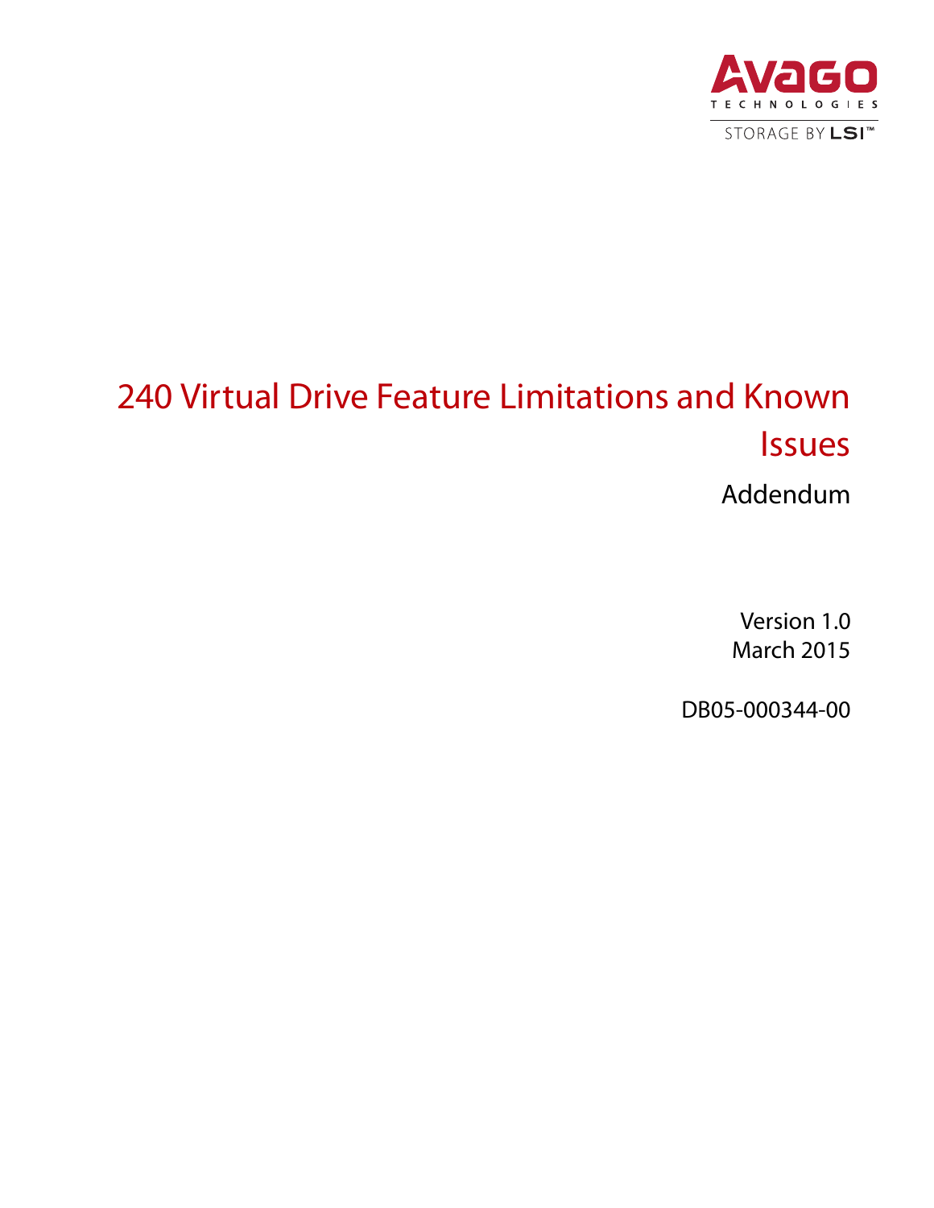Avago Technologies

STORAGE BY LSI™

# 240 Virtual Drive Feature Limitations and Known Issues

## Addendum

Version 1.0
March 2015

DB05-000344-00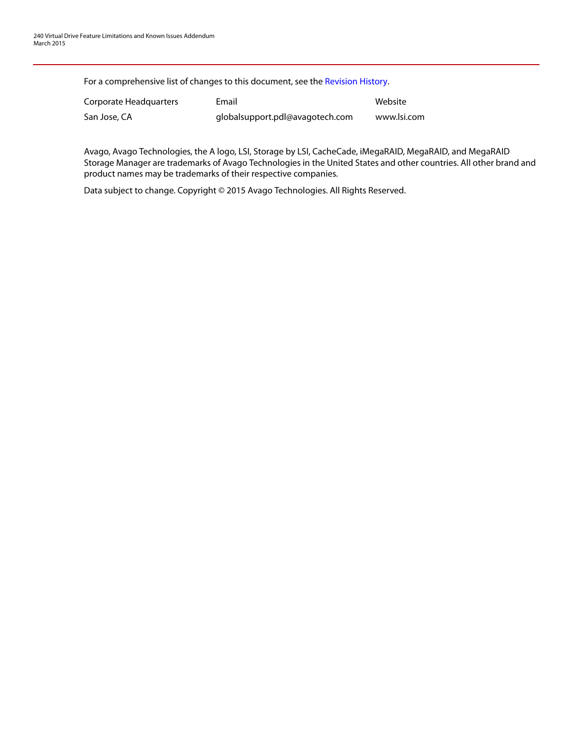For a comprehensive list of changes to this document, see the Revision History.

| Corporate Headquarters | Email | Website |
| --- | --- | --- |
| San Jose, CA | globalsupport.pdl@avagotech.com | www.lsi.com |

Avago, Avago Technologies, the A logo, LSI, Storage by LSI, CacheCade, iMegaRAID, MegaRAID, and MegaRAID Storage Manager are trademarks of Avago Technologies in the United States and other countries. All other brand and product names may be trademarks of their respective companies.

Data subject to change. Copyright © 2015 Avago Technologies. All Rights Reserved.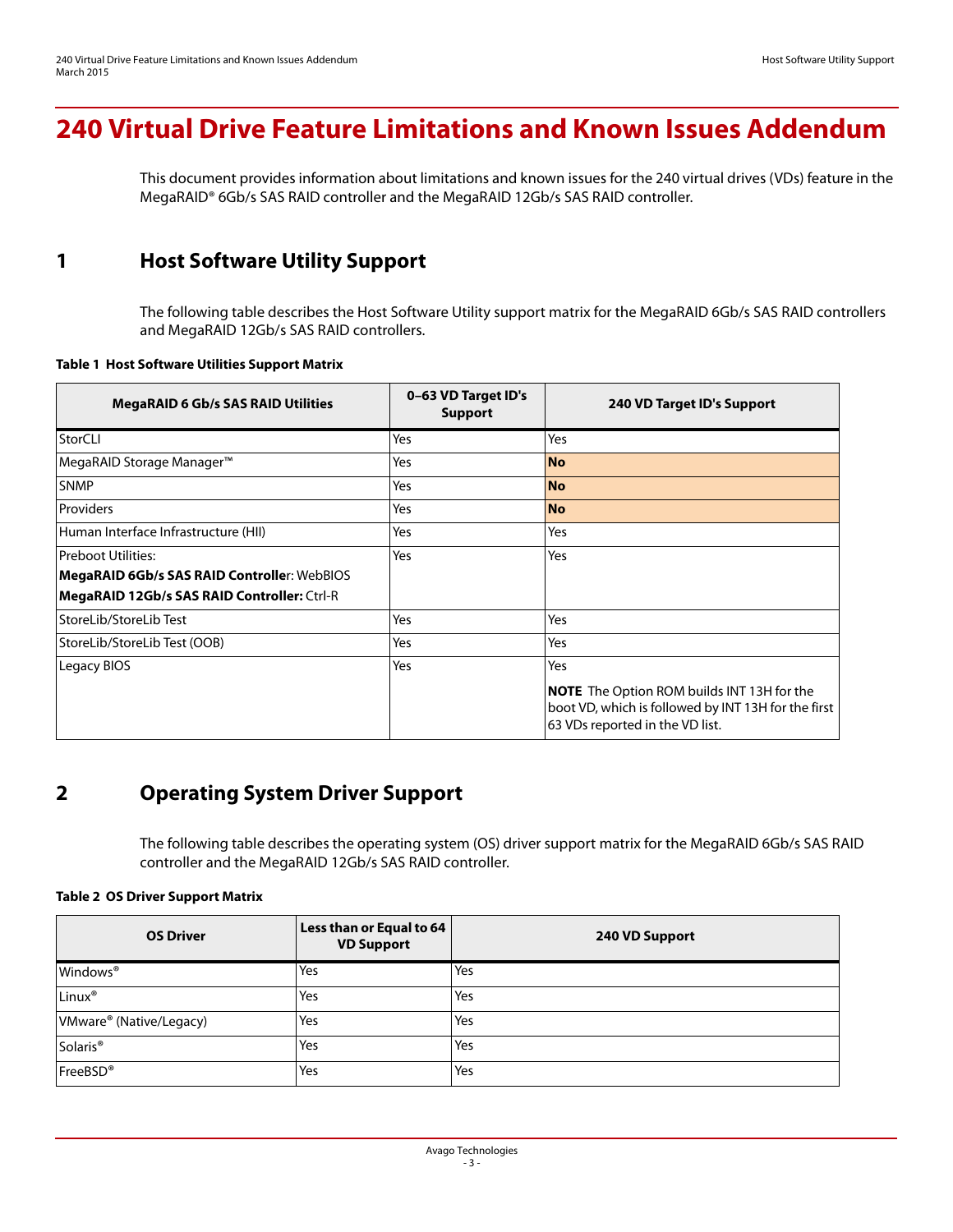# 240 Virtual Drive Feature Limitations and Known Issues Addendum

This document provides information about limitations and known issues for the 240 virtual drives (VDs) feature in the MegaRAID® 6Gb/s SAS RAID controller and the MegaRAID 12Gb/s SAS RAID controller.

## 1 Host Software Utility Support

The following table describes the Host Software Utility support matrix for the MegaRAID 6Gb/s SAS RAID controllers and MegaRAID 12Gb/s SAS RAID controllers.

**Table 1 Host Software Utilities Support Matrix**

| MegaRAID 6 Gb/s SAS RAID Utilities | 0–63 VD Target ID's Support | 240 VD Target ID's Support |
|---|---|---|
| StorCLI | Yes | Yes |
| MegaRAID Storage Manager™ | Yes | **No** |
| SNMP | Yes | **No** |
| Providers | Yes | **No** |
| Human Interface Infrastructure (HII) | Yes | Yes |
| Preboot Utilities:<br>**MegaRAID 6Gb/s SAS RAID Controlle**r: WebBIOS<br>**MegaRAID 12Gb/s SAS RAID Controller:** Ctrl-R | Yes | Yes |
| StoreLib/StoreLib Test | Yes | Yes |
| StoreLib/StoreLib Test (OOB) | Yes | Yes |
| Legacy BIOS | Yes | Yes<br>**NOTE** The Option ROM builds INT 13H for the boot VD, which is followed by INT 13H for the first 63 VDs reported in the VD list. |

## 2 Operating System Driver Support

The following table describes the operating system (OS) driver support matrix for the MegaRAID 6Gb/s SAS RAID controller and the MegaRAID 12Gb/s SAS RAID controller.

**Table 2 OS Driver Support Matrix**

| OS Driver | Less than or Equal to 64 VD Support | 240 VD Support |
|---|---|---|
| Windows® | Yes | Yes |
| Linux® | Yes | Yes |
| VMware® (Native/Legacy) | Yes | Yes |
| Solaris® | Yes | Yes |
| FreeBSD® | Yes | Yes |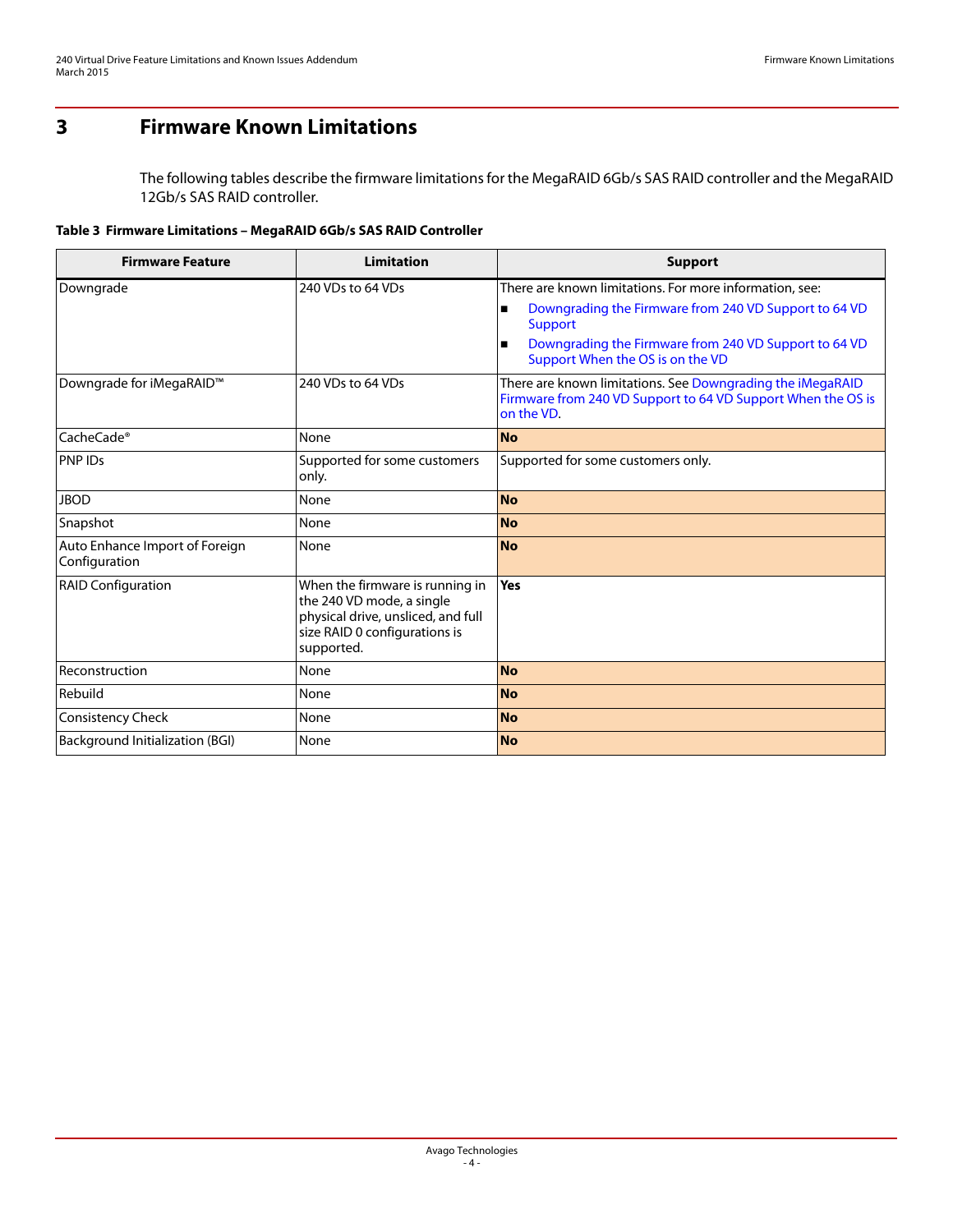# 3 Firmware Known Limitations

The following tables describe the firmware limitations for the MegaRAID 6Gb/s SAS RAID controller and the MegaRAID 12Gb/s SAS RAID controller.

**Table 3 Firmware Limitations – MegaRAID 6Gb/s SAS RAID Controller**

| Firmware Feature | Limitation | Support |
|---|---|---|
| Downgrade | 240 VDs to 64 VDs | There are known limitations. For more information, see: <br>■ Downgrading the Firmware from 240 VD Support to 64 VD Support <br>■ Downgrading the Firmware from 240 VD Support to 64 VD Support When the OS is on the VD |
| Downgrade for iMegaRAID™ | 240 VDs to 64 VDs | There are known limitations. See Downgrading the iMegaRAID Firmware from 240 VD Support to 64 VD Support When the OS is on the VD. |
| CacheCade® | None | **No** |
| PNP IDs | Supported for some customers only. | Supported for some customers only. |
| JBOD | None | **No** |
| Snapshot | None | **No** |
| Auto Enhance Import of Foreign Configuration | None | **No** |
| RAID Configuration | When the firmware is running in the 240 VD mode, a single physical drive, unsliced, and full size RAID 0 configurations is supported. | **Yes** |
| Reconstruction | None | **No** |
| Rebuild | None | **No** |
| Consistency Check | None | **No** |
| Background Initialization (BGI) | None | **No** |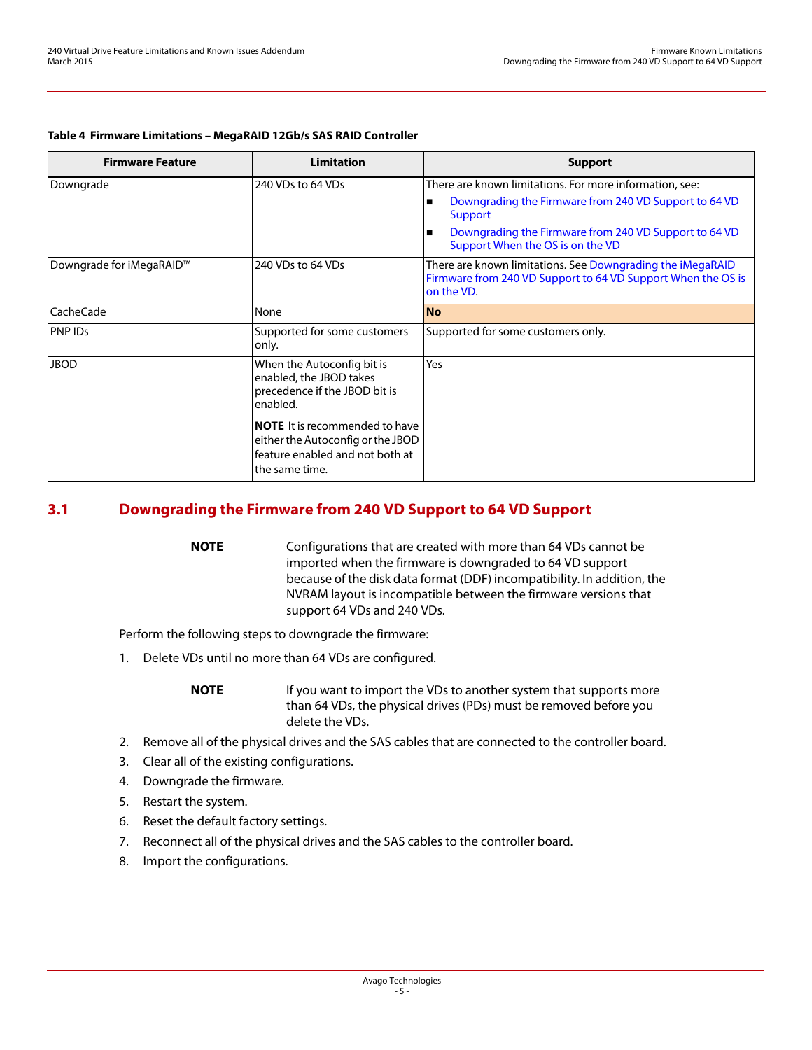**Table 4 Firmware Limitations – MegaRAID 12Gb/s SAS RAID Controller**

| Firmware Feature | Limitation | Support |
|---|---|---|
| Downgrade | 240 VDs to 64 VDs | There are known limitations. For more information, see:<br>■ Downgrading the Firmware from 240 VD Support to 64 VD Support<br>■ Downgrading the Firmware from 240 VD Support to 64 VD Support When the OS is on the VD |
| Downgrade for iMegaRAID™ | 240 VDs to 64 VDs | There are known limitations. See Downgrading the iMegaRAID Firmware from 240 VD Support to 64 VD Support When the OS is on the VD. |
| CacheCade | None | **No** |
| PNP IDs | Supported for some customers only. | Supported for some customers only. |
| JBOD | When the Autoconfig bit is enabled, the JBOD takes precedence if the JBOD bit is enabled.<br>**NOTE** It is recommended to have either the Autoconfig or the JBOD feature enabled and not both at the same time. | Yes |

## 3.1 Downgrading the Firmware from 240 VD Support to 64 VD Support

**NOTE** Configurations that are created with more than 64 VDs cannot be imported when the firmware is downgraded to 64 VD support because of the disk data format (DDF) incompatibility. In addition, the NVRAM layout is incompatible between the firmware versions that support 64 VDs and 240 VDs.

Perform the following steps to downgrade the firmware:

1. Delete VDs until no more than 64 VDs are configured.

   **NOTE** If you want to import the VDs to another system that supports more than 64 VDs, the physical drives (PDs) must be removed before you delete the VDs.

2. Remove all of the physical drives and the SAS cables that are connected to the controller board.
3. Clear all of the existing configurations.
4. Downgrade the firmware.
5. Restart the system.
6. Reset the default factory settings.
7. Reconnect all of the physical drives and the SAS cables to the controller board.
8. Import the configurations.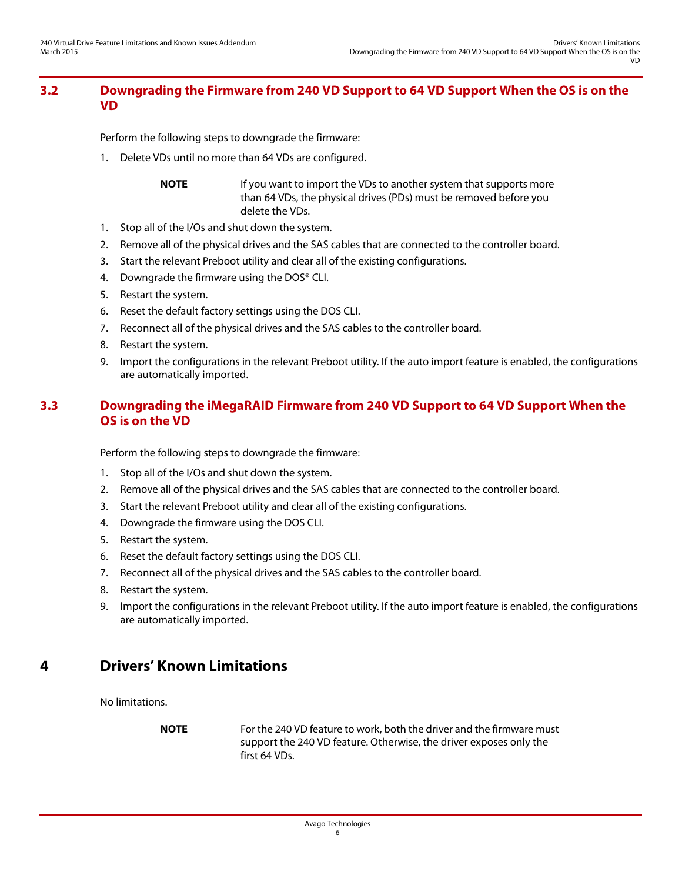## 3.2 Downgrading the Firmware from 240 VD Support to 64 VD Support When the OS is on the VD

Perform the following steps to downgrade the firmware:

1. Delete VDs until no more than 64 VDs are configured.

**NOTE** If you want to import the VDs to another system that supports more than 64 VDs, the physical drives (PDs) must be removed before you delete the VDs.

1. Stop all of the I/Os and shut down the system.
2. Remove all of the physical drives and the SAS cables that are connected to the controller board.
3. Start the relevant Preboot utility and clear all of the existing configurations.
4. Downgrade the firmware using the DOS® CLI.
5. Restart the system.
6. Reset the default factory settings using the DOS CLI.
7. Reconnect all of the physical drives and the SAS cables to the controller board.
8. Restart the system.
9. Import the configurations in the relevant Preboot utility. If the auto import feature is enabled, the configurations are automatically imported.

## 3.3 Downgrading the iMegaRAID Firmware from 240 VD Support to 64 VD Support When the OS is on the VD

Perform the following steps to downgrade the firmware:

1. Stop all of the I/Os and shut down the system.
2. Remove all of the physical drives and the SAS cables that are connected to the controller board.
3. Start the relevant Preboot utility and clear all of the existing configurations.
4. Downgrade the firmware using the DOS CLI.
5. Restart the system.
6. Reset the default factory settings using the DOS CLI.
7. Reconnect all of the physical drives and the SAS cables to the controller board.
8. Restart the system.
9. Import the configurations in the relevant Preboot utility. If the auto import feature is enabled, the configurations are automatically imported.

# 4 Drivers' Known Limitations

No limitations.

**NOTE** For the 240 VD feature to work, both the driver and the firmware must support the 240 VD feature. Otherwise, the driver exposes only the first 64 VDs.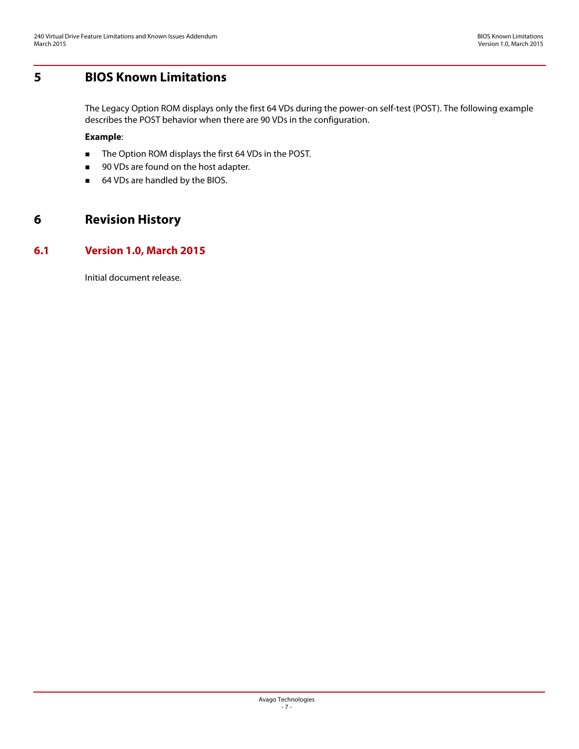# 5 BIOS Known Limitations

The Legacy Option ROM displays only the first 64 VDs during the power-on self-test (POST). The following example describes the POST behavior when there are 90 VDs in the configuration.

**Example**:

- The Option ROM displays the first 64 VDs in the POST.
- 90 VDs are found on the host adapter.
- 64 VDs are handled by the BIOS.

# 6 Revision History

## 6.1 Version 1.0, March 2015

Initial document release.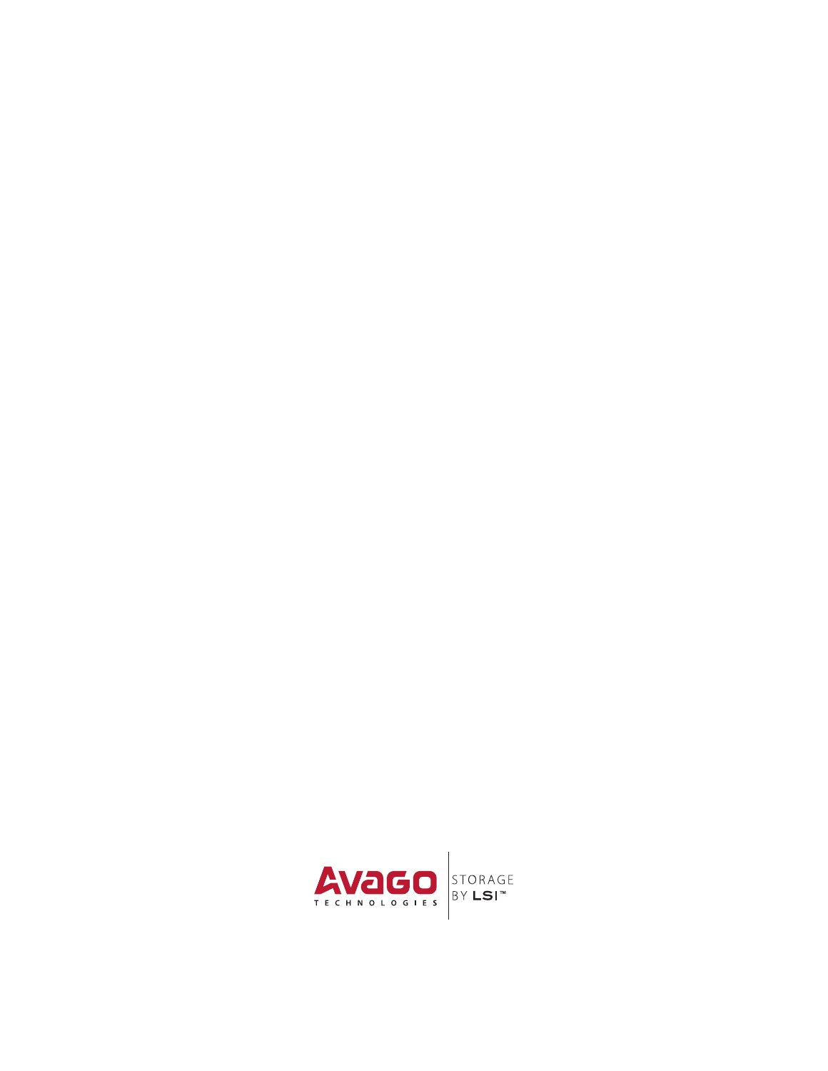Avago TECHNOLOGIES | STORAGE BY LSI™